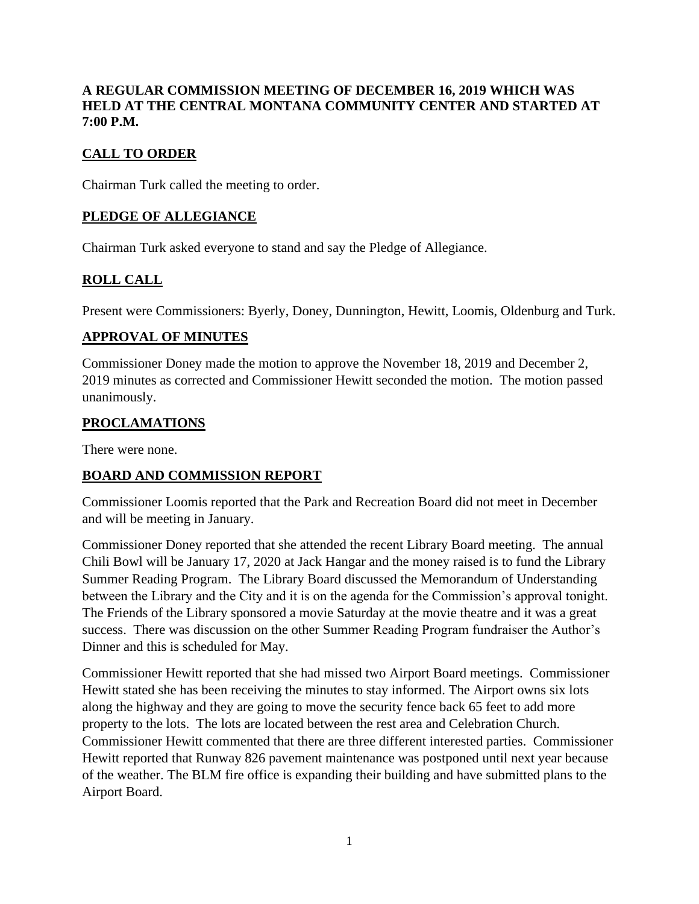**A REGULAR COMMISSION MEETING OF DECEMBER 16, 2019 WHICH WAS HELD AT THE CENTRAL MONTANA COMMUNITY CENTER AND STARTED AT 7:00 P.M.**

## CALL TO ORDER

Chairman Turk called the meeting to order.

## PLEDGE OF ALLEGIANCE

Chairman Turk asked everyone to stand and say the Pledge of Allegiance.

## ROLL CALL

Present were Commissioners: Byerly, Doney, Dunnington, Hewitt, Loomis, Oldenburg and Turk.

## APPROVAL OF MINUTES

Commissioner Doney made the motion to approve the November 18, 2019 and December 2, 2019 minutes as corrected and Commissioner Hewitt seconded the motion. The motion passed unanimously.

## PROCLAMATIONS

There were none.

## BOARD AND COMMISSION REPORT

Commissioner Loomis reported that the Park and Recreation Board did not meet in December and will be meeting in January.

Commissioner Doney reported that she attended the recent Library Board meeting. The annual Chili Bowl will be January 17, 2020 at Jack Hangar and the money raised is to fund the Library Summer Reading Program. The Library Board discussed the Memorandum of Understanding between the Library and the City and it is on the agenda for the Commission's approval tonight. The Friends of the Library sponsored a movie Saturday at the movie theatre and it was a great success. There was discussion on the other Summer Reading Program fundraiser the Author's Dinner and this is scheduled for May.

Commissioner Hewitt reported that she had missed two Airport Board meetings. Commissioner Hewitt stated she has been receiving the minutes to stay informed. The Airport owns six lots along the highway and they are going to move the security fence back 65 feet to add more property to the lots. The lots are located between the rest area and Celebration Church. Commissioner Hewitt commented that there are three different interested parties. Commissioner Hewitt reported that Runway 826 pavement maintenance was postponed until next year because of the weather. The BLM fire office is expanding their building and have submitted plans to the Airport Board.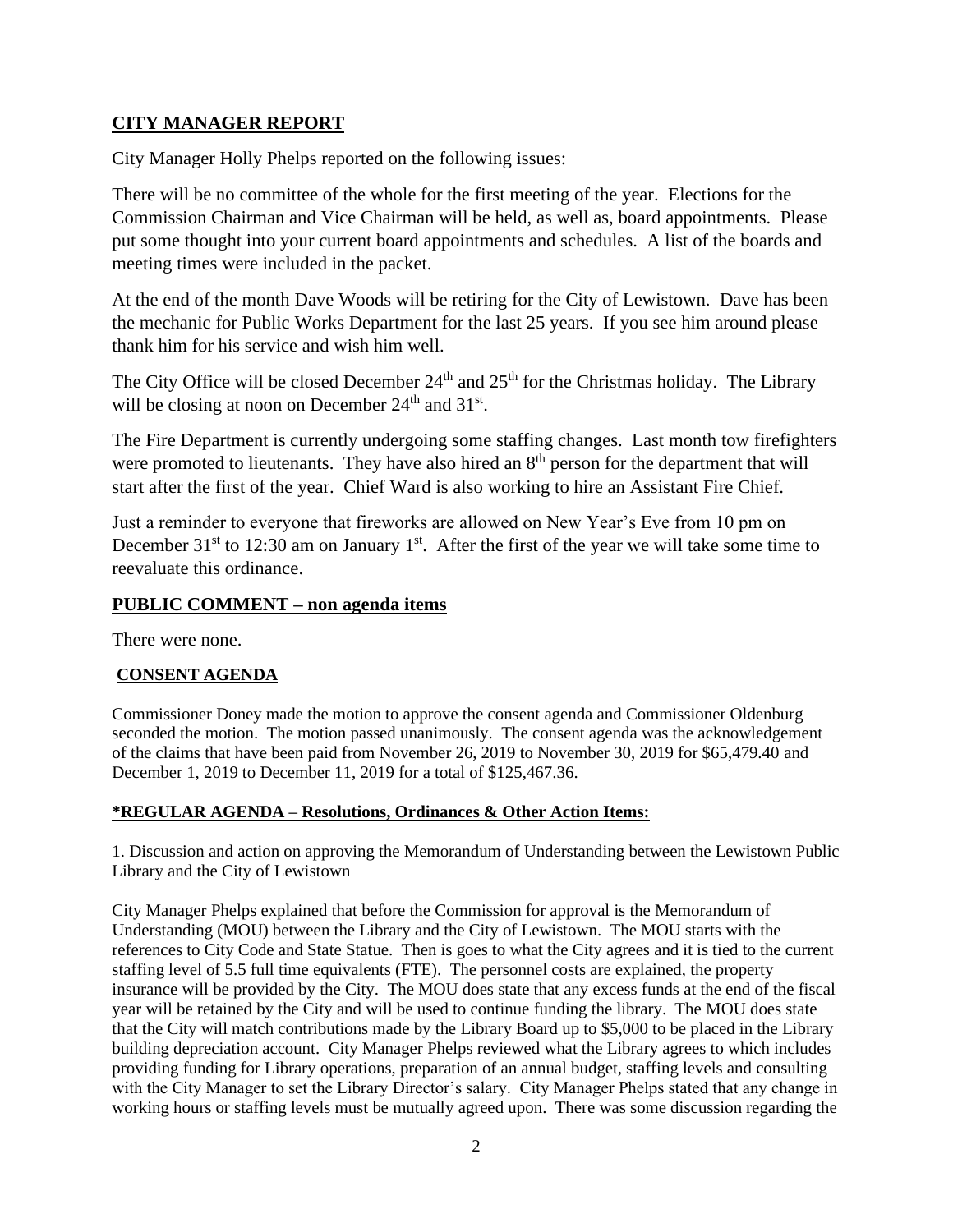## CITY MANAGER REPORT

City Manager Holly Phelps reported on the following issues:

There will be no committee of the whole for the first meeting of the year. Elections for the Commission Chairman and Vice Chairman will be held, as well as, board appointments. Please put some thought into your current board appointments and schedules. A list of the boards and meeting times were included in the packet.

At the end of the month Dave Woods will be retiring for the City of Lewistown. Dave has been the mechanic for Public Works Department for the last 25 years. If you see him around please thank him for his service and wish him well.

The City Office will be closed December 24th and 25th for the Christmas holiday. The Library will be closing at noon on December 24th and 31st.

The Fire Department is currently undergoing some staffing changes. Last month tow firefighters were promoted to lieutenants. They have also hired an 8th person for the department that will start after the first of the year. Chief Ward is also working to hire an Assistant Fire Chief.

Just a reminder to everyone that fireworks are allowed on New Year's Eve from 10 pm on December 31st to 12:30 am on January 1st. After the first of the year we will take some time to reevaluate this ordinance.

## PUBLIC COMMENT – non agenda items

There were none.

## CONSENT AGENDA

Commissioner Doney made the motion to approve the consent agenda and Commissioner Oldenburg seconded the motion. The motion passed unanimously. The consent agenda was the acknowledgement of the claims that have been paid from November 26, 2019 to November 30, 2019 for $65,479.40 and December 1, 2019 to December 11, 2019 for a total of $125,467.36.

## *REGULAR AGENDA – Resolutions, Ordinances & Other Action Items:

1. Discussion and action on approving the Memorandum of Understanding between the Lewistown Public Library and the City of Lewistown

City Manager Phelps explained that before the Commission for approval is the Memorandum of Understanding (MOU) between the Library and the City of Lewistown. The MOU starts with the references to City Code and State Statue. Then is goes to what the City agrees and it is tied to the current staffing level of 5.5 full time equivalents (FTE). The personnel costs are explained, the property insurance will be provided by the City. The MOU does state that any excess funds at the end of the fiscal year will be retained by the City and will be used to continue funding the library. The MOU does state that the City will match contributions made by the Library Board up to $5,000 to be placed in the Library building depreciation account. City Manager Phelps reviewed what the Library agrees to which includes providing funding for Library operations, preparation of an annual budget, staffing levels and consulting with the City Manager to set the Library Director's salary. City Manager Phelps stated that any change in working hours or staffing levels must be mutually agreed upon. There was some discussion regarding the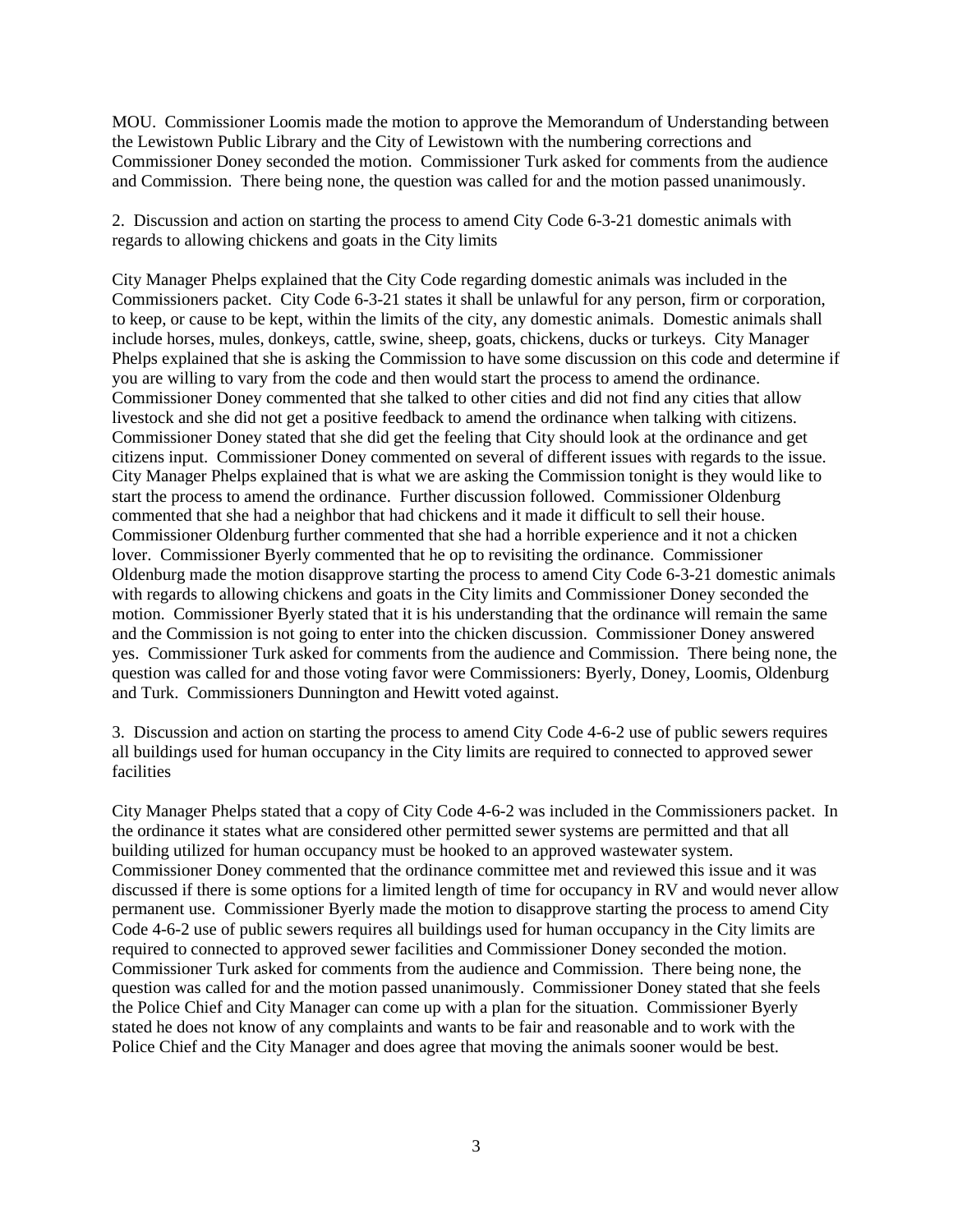MOU. Commissioner Loomis made the motion to approve the Memorandum of Understanding between the Lewistown Public Library and the City of Lewistown with the numbering corrections and Commissioner Doney seconded the motion. Commissioner Turk asked for comments from the audience and Commission. There being none, the question was called for and the motion passed unanimously.

2. Discussion and action on starting the process to amend City Code 6-3-21 domestic animals with regards to allowing chickens and goats in the City limits

City Manager Phelps explained that the City Code regarding domestic animals was included in the Commissioners packet. City Code 6-3-21 states it shall be unlawful for any person, firm or corporation, to keep, or cause to be kept, within the limits of the city, any domestic animals. Domestic animals shall include horses, mules, donkeys, cattle, swine, sheep, goats, chickens, ducks or turkeys. City Manager Phelps explained that she is asking the Commission to have some discussion on this code and determine if you are willing to vary from the code and then would start the process to amend the ordinance. Commissioner Doney commented that she talked to other cities and did not find any cities that allow livestock and she did not get a positive feedback to amend the ordinance when talking with citizens. Commissioner Doney stated that she did get the feeling that City should look at the ordinance and get citizens input. Commissioner Doney commented on several of different issues with regards to the issue. City Manager Phelps explained that is what we are asking the Commission tonight is they would like to start the process to amend the ordinance. Further discussion followed. Commissioner Oldenburg commented that she had a neighbor that had chickens and it made it difficult to sell their house. Commissioner Oldenburg further commented that she had a horrible experience and it not a chicken lover. Commissioner Byerly commented that he op to revisiting the ordinance. Commissioner Oldenburg made the motion disapprove starting the process to amend City Code 6-3-21 domestic animals with regards to allowing chickens and goats in the City limits and Commissioner Doney seconded the motion. Commissioner Byerly stated that it is his understanding that the ordinance will remain the same and the Commission is not going to enter into the chicken discussion. Commissioner Doney answered yes. Commissioner Turk asked for comments from the audience and Commission. There being none, the question was called for and those voting favor were Commissioners: Byerly, Doney, Loomis, Oldenburg and Turk. Commissioners Dunnington and Hewitt voted against.

3. Discussion and action on starting the process to amend City Code 4-6-2 use of public sewers requires all buildings used for human occupancy in the City limits are required to connected to approved sewer facilities

City Manager Phelps stated that a copy of City Code 4-6-2 was included in the Commissioners packet. In the ordinance it states what are considered other permitted sewer systems are permitted and that all building utilized for human occupancy must be hooked to an approved wastewater system. Commissioner Doney commented that the ordinance committee met and reviewed this issue and it was discussed if there is some options for a limited length of time for occupancy in RV and would never allow permanent use. Commissioner Byerly made the motion to disapprove starting the process to amend City Code 4-6-2 use of public sewers requires all buildings used for human occupancy in the City limits are required to connected to approved sewer facilities and Commissioner Doney seconded the motion. Commissioner Turk asked for comments from the audience and Commission. There being none, the question was called for and the motion passed unanimously. Commissioner Doney stated that she feels the Police Chief and City Manager can come up with a plan for the situation. Commissioner Byerly stated he does not know of any complaints and wants to be fair and reasonable and to work with the Police Chief and the City Manager and does agree that moving the animals sooner would be best.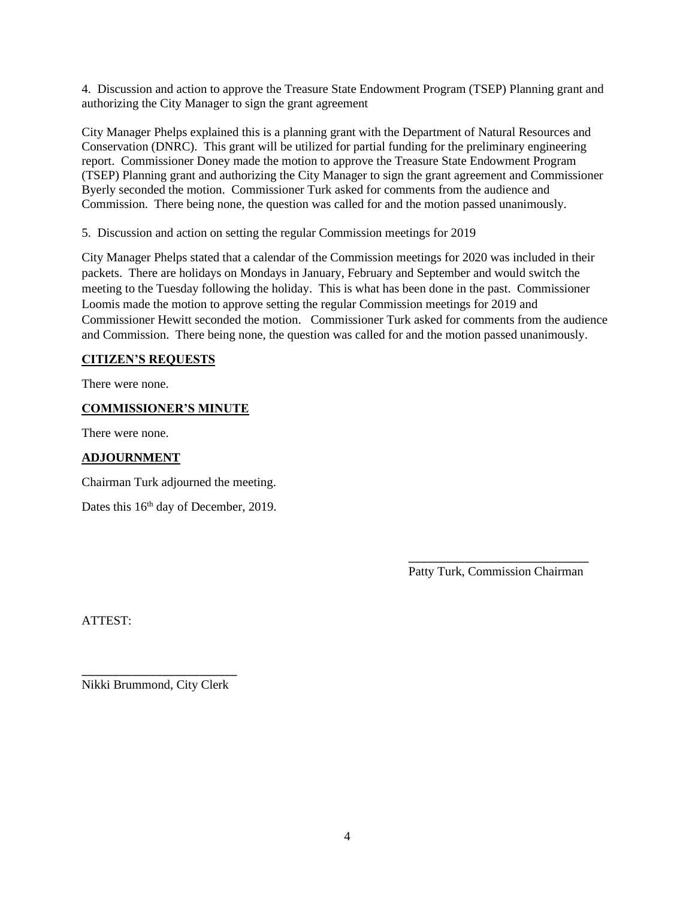4. Discussion and action to approve the Treasure State Endowment Program (TSEP) Planning grant and authorizing the City Manager to sign the grant agreement

City Manager Phelps explained this is a planning grant with the Department of Natural Resources and Conservation (DNRC). This grant will be utilized for partial funding for the preliminary engineering report. Commissioner Doney made the motion to approve the Treasure State Endowment Program (TSEP) Planning grant and authorizing the City Manager to sign the grant agreement and Commissioner Byerly seconded the motion. Commissioner Turk asked for comments from the audience and Commission. There being none, the question was called for and the motion passed unanimously.

5. Discussion and action on setting the regular Commission meetings for 2019

City Manager Phelps stated that a calendar of the Commission meetings for 2020 was included in their packets. There are holidays on Mondays in January, February and September and would switch the meeting to the Tuesday following the holiday. This is what has been done in the past. Commissioner Loomis made the motion to approve setting the regular Commission meetings for 2019 and Commissioner Hewitt seconded the motion. Commissioner Turk asked for comments from the audience and Commission. There being none, the question was called for and the motion passed unanimously.

**CITIZEN'S REQUESTS**

There were none.

**COMMISSIONER'S MINUTE**

There were none.

**ADJOURNMENT**

Chairman Turk adjourned the meeting.

Dates this 16th day of December, 2019.

_____________________________
Patty Turk, Commission Chairman

ATTEST:

_________________________
Nikki Brummond, City Clerk